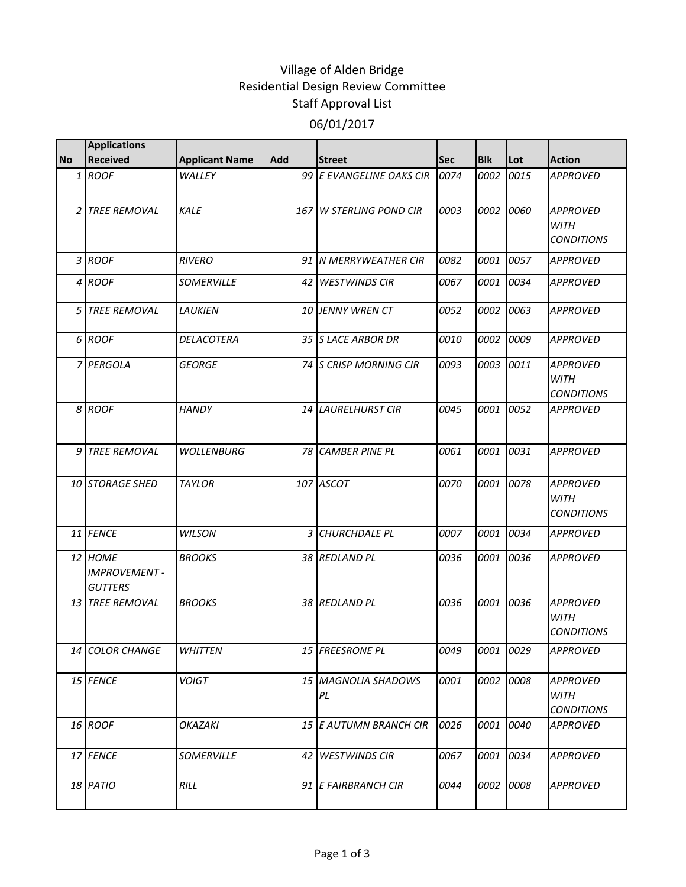# Village of Alden Bridge
## Residential Design Review Committee
## Staff Approval List
## 06/01/2017

| No | Applications Received | Applicant Name | Add | Street | Sec | Blk | Lot | Action |
|---|---|---|---|---|---|---|---|---|
| 1 | ROOF | WALLEY | 99 | E EVANGELINE OAKS CIR | 0074 | 0002 | 0015 | APPROVED |
| 2 | TREE REMOVAL | KALE | 167 | W STERLING POND CIR | 0003 | 0002 | 0060 | APPROVED WITH CONDITIONS |
| 3 | ROOF | RIVERO | 91 | N MERRYWEATHER CIR | 0082 | 0001 | 0057 | APPROVED |
| 4 | ROOF | SOMERVILLE | 42 | WESTWINDS CIR | 0067 | 0001 | 0034 | APPROVED |
| 5 | TREE REMOVAL | LAUKIEN | 10 | JENNY WREN CT | 0052 | 0002 | 0063 | APPROVED |
| 6 | ROOF | DELACOTERA | 35 | S LACE ARBOR DR | 0010 | 0002 | 0009 | APPROVED |
| 7 | PERGOLA | GEORGE | 74 | S CRISP MORNING CIR | 0093 | 0003 | 0011 | APPROVED WITH CONDITIONS |
| 8 | ROOF | HANDY | 14 | LAURELHURST CIR | 0045 | 0001 | 0052 | APPROVED |
| 9 | TREE REMOVAL | WOLLENBURG | 78 | CAMBER PINE PL | 0061 | 0001 | 0031 | APPROVED |
| 10 | STORAGE SHED | TAYLOR | 107 | ASCOT | 0070 | 0001 | 0078 | APPROVED WITH CONDITIONS |
| 11 | FENCE | WILSON | 3 | CHURCHDALE PL | 0007 | 0001 | 0034 | APPROVED |
| 12 | HOME IMPROVEMENT - GUTTERS | BROOKS | 38 | REDLAND PL | 0036 | 0001 | 0036 | APPROVED |
| 13 | TREE REMOVAL | BROOKS | 38 | REDLAND PL | 0036 | 0001 | 0036 | APPROVED WITH CONDITIONS |
| 14 | COLOR CHANGE | WHITTEN | 15 | FREESRONE PL | 0049 | 0001 | 0029 | APPROVED |
| 15 | FENCE | VOIGT | 15 | MAGNOLIA SHADOWS PL | 0001 | 0002 | 0008 | APPROVED WITH CONDITIONS |
| 16 | ROOF | OKAZAKI | 15 | E AUTUMN BRANCH CIR | 0026 | 0001 | 0040 | APPROVED |
| 17 | FENCE | SOMERVILLE | 42 | WESTWINDS CIR | 0067 | 0001 | 0034 | APPROVED |
| 18 | PATIO | RILL | 91 | E FAIRBRANCH CIR | 0044 | 0002 | 0008 | APPROVED |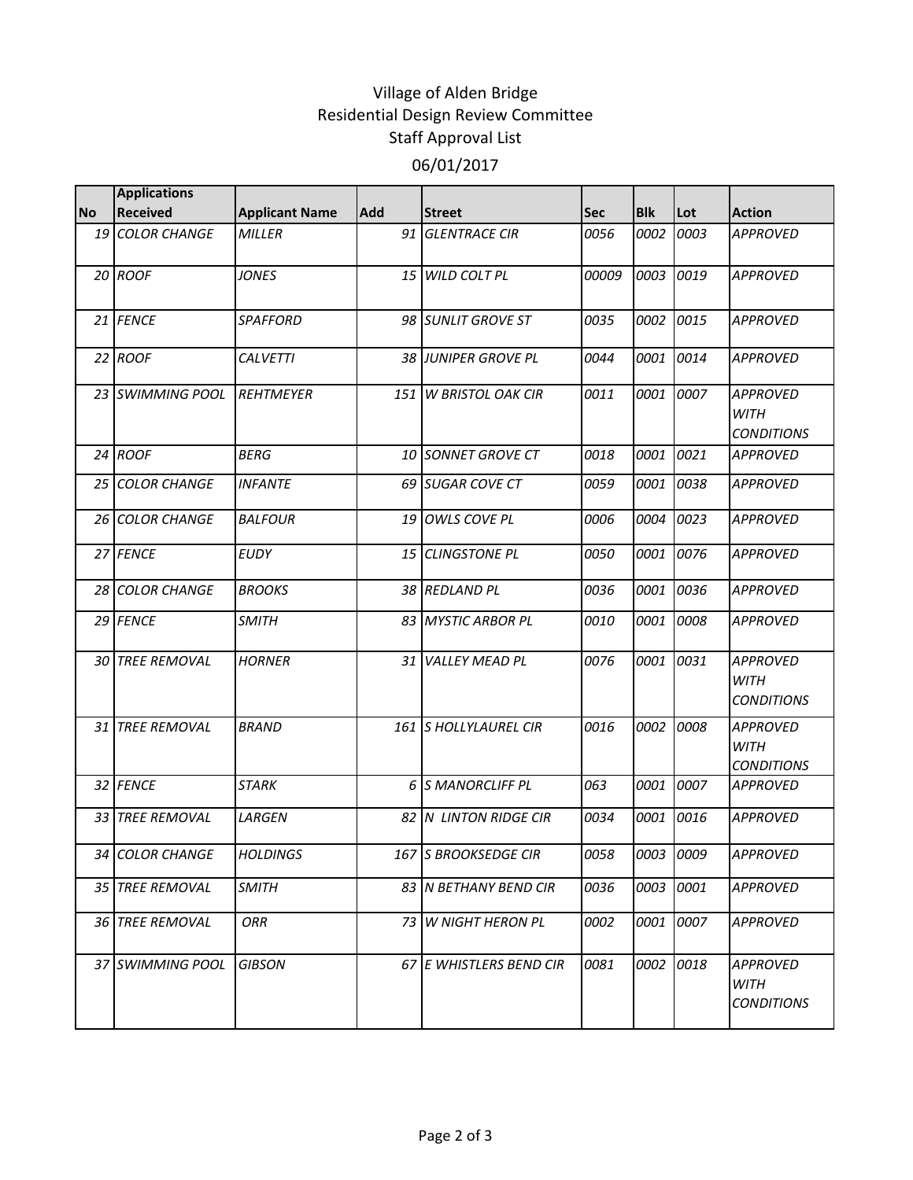Village of Alden Bridge
Residential Design Review Committee
Staff Approval List
06/01/2017

| No | Applications Received | Applicant Name | Add | Street | Sec | Blk | Lot | Action |
|---|---|---|---|---|---|---|---|---|
| 19 | *COLOR CHANGE* | *MILLER* | 91 | *GLENTRACE CIR* | *0056* | *0002* | *0003* | *APPROVED* |
| 20 | *ROOF* | *JONES* | 15 | *WILD COLT PL* | *00009* | *0003* | *0019* | *APPROVED* |
| 21 | *FENCE* | *SPAFFORD* | 98 | *SUNLIT GROVE ST* | *0035* | *0002* | *0015* | *APPROVED* |
| 22 | *ROOF* | *CALVETTI* | 38 | *JUNIPER GROVE PL* | *0044* | *0001* | *0014* | *APPROVED* |
| 23 | *SWIMMING POOL* | *REHTMEYER* | 151 | *W BRISTOL OAK CIR* | *0011* | *0001* | *0007* | *APPROVED WITH CONDITIONS* |
| 24 | *ROOF* | *BERG* | 10 | *SONNET GROVE CT* | *0018* | *0001* | *0021* | *APPROVED* |
| 25 | *COLOR CHANGE* | *INFANTE* | 69 | *SUGAR COVE CT* | *0059* | *0001* | *0038* | *APPROVED* |
| 26 | *COLOR CHANGE* | *BALFOUR* | 19 | *OWLS COVE PL* | *0006* | *0004* | *0023* | *APPROVED* |
| 27 | *FENCE* | *EUDY* | 15 | *CLINGSTONE PL* | *0050* | *0001* | *0076* | *APPROVED* |
| 28 | *COLOR CHANGE* | *BROOKS* | 38 | *REDLAND PL* | *0036* | *0001* | *0036* | *APPROVED* |
| 29 | *FENCE* | *SMITH* | 83 | *MYSTIC ARBOR PL* | *0010* | *0001* | *0008* | *APPROVED* |
| 30 | *TREE REMOVAL* | *HORNER* | 31 | *VALLEY MEAD PL* | *0076* | *0001* | *0031* | *APPROVED WITH CONDITIONS* |
| 31 | *TREE REMOVAL* | *BRAND* | 161 | *S HOLLYLAUREL CIR* | *0016* | *0002* | *0008* | *APPROVED WITH CONDITIONS* |
| 32 | *FENCE* | *STARK* | 6 | *S MANORCLIFF PL* | *063* | *0001* | *0007* | *APPROVED* |
| 33 | *TREE REMOVAL* | *LARGEN* | 82 | *N LINTON RIDGE CIR* | *0034* | *0001* | *0016* | *APPROVED* |
| 34 | *COLOR CHANGE* | *HOLDINGS* | 167 | *S BROOKSEDGE CIR* | *0058* | *0003* | *0009* | *APPROVED* |
| 35 | *TREE REMOVAL* | *SMITH* | 83 | *N BETHANY BEND CIR* | *0036* | *0003* | *0001* | *APPROVED* |
| 36 | *TREE REMOVAL* | *ORR* | 73 | *W NIGHT HERON PL* | *0002* | *0001* | *0007* | *APPROVED* |
| 37 | *SWIMMING POOL* | *GIBSON* | 67 | *E WHISTLERS BEND CIR* | *0081* | *0002* | *0018* | *APPROVED WITH CONDITIONS* |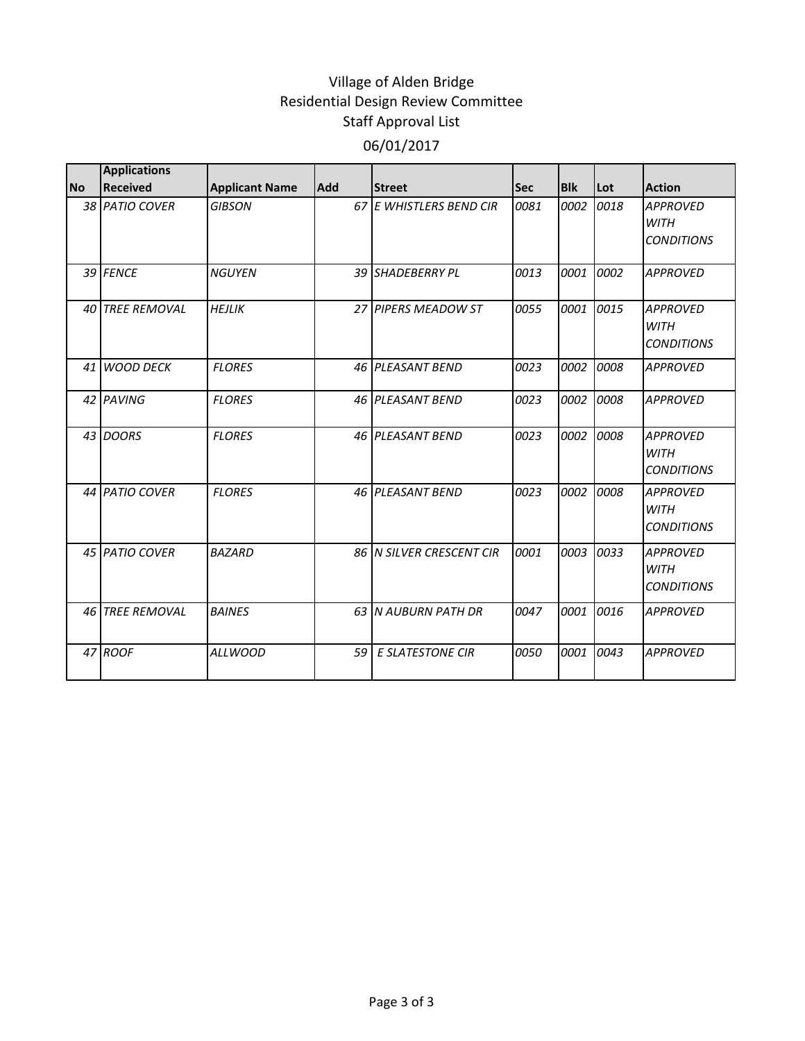Village of Alden Bridge
Residential Design Review Committee
Staff Approval List
06/01/2017

| No | Applications Received | Applicant Name | Add | Street | Sec | Blk | Lot | Action |
|---|---|---|---|---|---|---|---|---|
| 38 | PATIO COVER | GIBSON | 67 | E WHISTLERS BEND CIR | 0081 | 0002 | 0018 | APPROVED WITH CONDITIONS |
| 39 | FENCE | NGUYEN | 39 | SHADEBERRY PL | 0013 | 0001 | 0002 | APPROVED |
| 40 | TREE REMOVAL | HEJLIK | 27 | PIPERS MEADOW ST | 0055 | 0001 | 0015 | APPROVED WITH CONDITIONS |
| 41 | WOOD DECK | FLORES | 46 | PLEASANT BEND | 0023 | 0002 | 0008 | APPROVED |
| 42 | PAVING | FLORES | 46 | PLEASANT BEND | 0023 | 0002 | 0008 | APPROVED |
| 43 | DOORS | FLORES | 46 | PLEASANT BEND | 0023 | 0002 | 0008 | APPROVED WITH CONDITIONS |
| 44 | PATIO COVER | FLORES | 46 | PLEASANT BEND | 0023 | 0002 | 0008 | APPROVED WITH CONDITIONS |
| 45 | PATIO COVER | BAZARD | 86 | N SILVER CRESCENT CIR | 0001 | 0003 | 0033 | APPROVED WITH CONDITIONS |
| 46 | TREE REMOVAL | BAINES | 63 | N AUBURN PATH DR | 0047 | 0001 | 0016 | APPROVED |
| 47 | ROOF | ALLWOOD | 59 | E SLATESTONE CIR | 0050 | 0001 | 0043 | APPROVED |